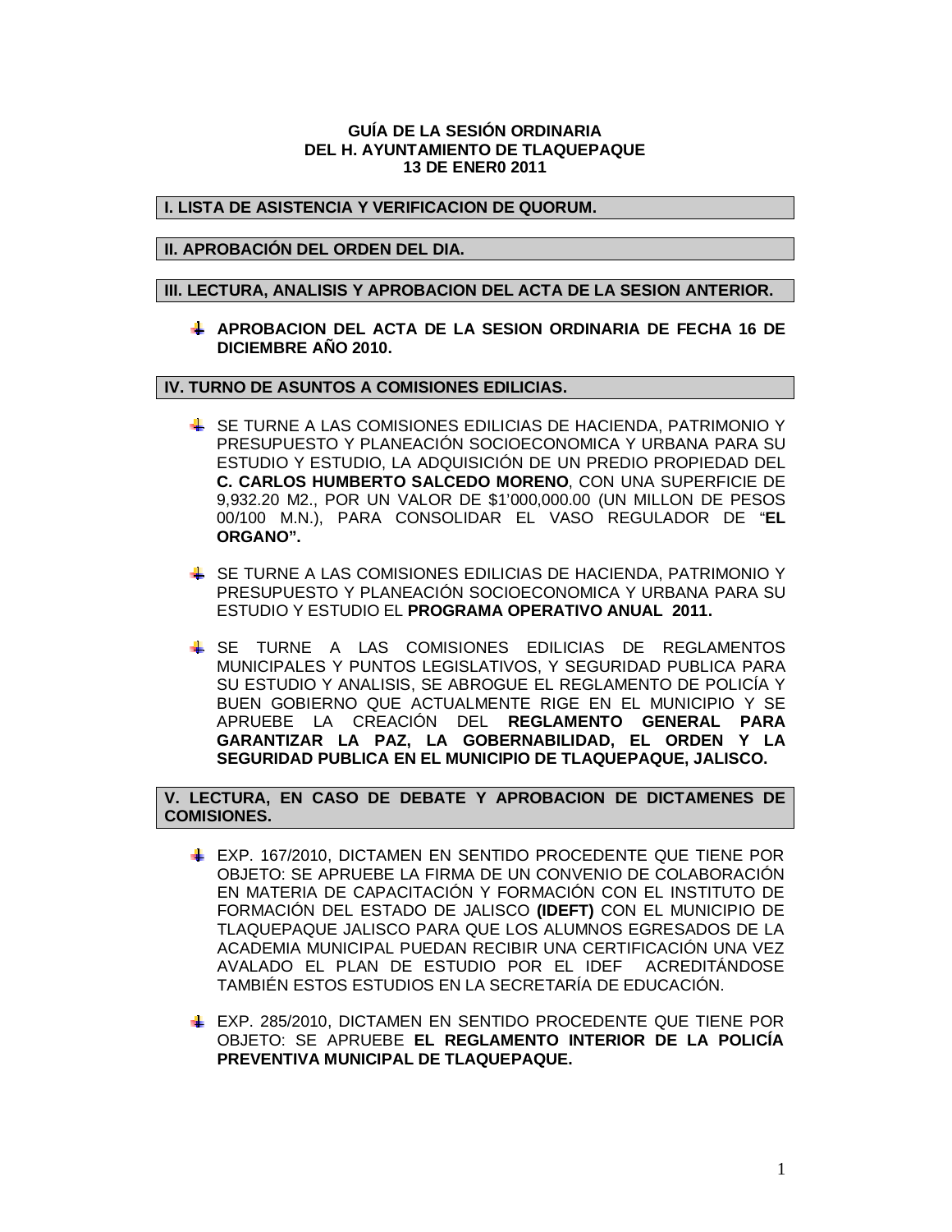**GUÍA DE LA SESIÓN ORDINARIA**
**DEL H. AYUNTAMIENTO DE TLAQUEPAQUE**
**13 DE ENER0 2011**

## I. LISTA DE ASISTENCIA Y VERIFICACION DE QUORUM.

## II. APROBACIÓN DEL ORDEN DEL DIA.

## III. LECTURA, ANALISIS Y APROBACION DEL ACTA DE LA SESION ANTERIOR.

- **APROBACION DEL ACTA DE LA SESION ORDINARIA DE FECHA 16 DE DICIEMBRE AÑO 2010.**

## IV. TURNO DE ASUNTOS A COMISIONES EDILICIAS.

- SE TURNE A LAS COMISIONES EDILICIAS DE HACIENDA, PATRIMONIO Y PRESUPUESTO Y PLANEACIÓN SOCIOECONOMICA Y URBANA PARA SU ESTUDIO Y ESTUDIO, LA ADQUISICIÓN DE UN PREDIO PROPIEDAD DEL **C. CARLOS HUMBERTO SALCEDO MORENO**, CON UNA SUPERFICIE DE 9,932.20 M2., POR UN VALOR DE $1'000,000.00 (UN MILLON DE PESOS 00/100 M.N.), PARA CONSOLIDAR EL VASO REGULADOR DE "**EL ORGANO".**

- SE TURNE A LAS COMISIONES EDILICIAS DE HACIENDA, PATRIMONIO Y PRESUPUESTO Y PLANEACIÓN SOCIOECONOMICA Y URBANA PARA SU ESTUDIO Y ESTUDIO EL **PROGRAMA OPERATIVO ANUAL 2011.**

- SE TURNE A LAS COMISIONES EDILICIAS DE REGLAMENTOS MUNICIPALES Y PUNTOS LEGISLATIVOS, Y SEGURIDAD PUBLICA PARA SU ESTUDIO Y ANALISIS, SE ABROGUE EL REGLAMENTO DE POLICÍA Y BUEN GOBIERNO QUE ACTUALMENTE RIGE EN EL MUNICIPIO Y SE APRUEBE LA CREACIÓN DEL **REGLAMENTO GENERAL PARA GARANTIZAR LA PAZ, LA GOBERNABILIDAD, EL ORDEN Y LA SEGURIDAD PUBLICA EN EL MUNICIPIO DE TLAQUEPAQUE, JALISCO.**

## V. LECTURA, EN CASO DE DEBATE Y APROBACION DE DICTAMENES DE COMISIONES.

- EXP. 167/2010, DICTAMEN EN SENTIDO PROCEDENTE QUE TIENE POR OBJETO: SE APRUEBE LA FIRMA DE UN CONVENIO DE COLABORACIÓN EN MATERIA DE CAPACITACIÓN Y FORMACIÓN CON EL INSTITUTO DE FORMACIÓN DEL ESTADO DE JALISCO **(IDEFT)** CON EL MUNICIPIO DE TLAQUEPAQUE JALISCO PARA QUE LOS ALUMNOS EGRESADOS DE LA ACADEMIA MUNICIPAL PUEDAN RECIBIR UNA CERTIFICACIÓN UNA VEZ AVALADO EL PLAN DE ESTUDIO POR EL IDEF ACREDITÁNDOSE TAMBIÉN ESTOS ESTUDIOS EN LA SECRETARÍA DE EDUCACIÓN.

- EXP. 285/2010, DICTAMEN EN SENTIDO PROCEDENTE QUE TIENE POR OBJETO: SE APRUEBE **EL REGLAMENTO INTERIOR DE LA POLICÍA PREVENTIVA MUNICIPAL DE TLAQUEPAQUE.**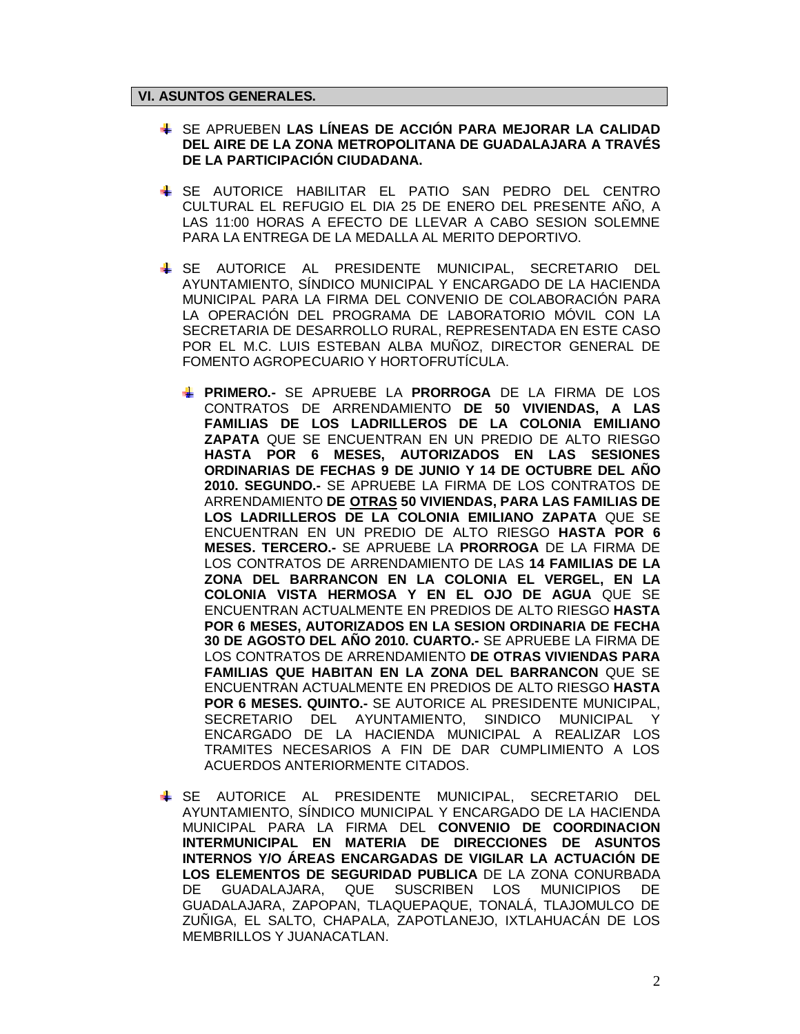## VI. ASUNTOS GENERALES.

- SE APRUEBEN **LAS LÍNEAS DE ACCIÓN PARA MEJORAR LA CALIDAD DEL AIRE DE LA ZONA METROPOLITANA DE GUADALAJARA A TRAVÉS DE LA PARTICIPACIÓN CIUDADANA.**

- SE AUTORICE HABILITAR EL PATIO SAN PEDRO DEL CENTRO CULTURAL EL REFUGIO EL DIA 25 DE ENERO DEL PRESENTE AÑO, A LAS 11:00 HORAS A EFECTO DE LLEVAR A CABO SESION SOLEMNE PARA LA ENTREGA DE LA MEDALLA AL MERITO DEPORTIVO.

- SE AUTORICE AL PRESIDENTE MUNICIPAL, SECRETARIO DEL AYUNTAMIENTO, SÍNDICO MUNICIPAL Y ENCARGADO DE LA HACIENDA MUNICIPAL PARA LA FIRMA DEL CONVENIO DE COLABORACIÓN PARA LA OPERACIÓN DEL PROGRAMA DE LABORATORIO MÓVIL CON LA SECRETARIA DE DESARROLLO RURAL, REPRESENTADA EN ESTE CASO POR EL M.C. LUIS ESTEBAN ALBA MUÑOZ, DIRECTOR GENERAL DE FOMENTO AGROPECUARIO Y HORTOFRUTÍCULA.

  - **PRIMERO.-** SE APRUEBE LA **PRORROGA** DE LA FIRMA DE LOS CONTRATOS DE ARRENDAMIENTO **DE 50 VIVIENDAS, A LAS FAMILIAS DE LOS LADRILLEROS DE LA COLONIA EMILIANO ZAPATA** QUE SE ENCUENTRAN EN UN PREDIO DE ALTO RIESGO **HASTA POR 6 MESES, AUTORIZADOS EN LAS SESIONES ORDINARIAS DE FECHAS 9 DE JUNIO Y 14 DE OCTUBRE DEL AÑO 2010. SEGUNDO.-** SE APRUEBE LA FIRMA DE LOS CONTRATOS DE ARRENDAMIENTO **DE <u>OTRAS</u> 50 VIVIENDAS, PARA LAS FAMILIAS DE LOS LADRILLEROS DE LA COLONIA EMILIANO ZAPATA** QUE SE ENCUENTRAN EN UN PREDIO DE ALTO RIESGO **HASTA POR 6 MESES. TERCERO.-** SE APRUEBE LA **PRORROGA** DE LA FIRMA DE LOS CONTRATOS DE ARRENDAMIENTO DE LAS **14 FAMILIAS DE LA ZONA DEL BARRANCON EN LA COLONIA EL VERGEL, EN LA COLONIA VISTA HERMOSA Y EN EL OJO DE AGUA** QUE SE ENCUENTRAN ACTUALMENTE EN PREDIOS DE ALTO RIESGO **HASTA POR 6 MESES, AUTORIZADOS EN LA SESION ORDINARIA DE FECHA 30 DE AGOSTO DEL AÑO 2010. CUARTO.-** SE APRUEBE LA FIRMA DE LOS CONTRATOS DE ARRENDAMIENTO **DE OTRAS VIVIENDAS PARA FAMILIAS QUE HABITAN EN LA ZONA DEL BARRANCON** QUE SE ENCUENTRAN ACTUALMENTE EN PREDIOS DE ALTO RIESGO **HASTA POR 6 MESES. QUINTO.-** SE AUTORICE AL PRESIDENTE MUNICIPAL, SECRETARIO DEL AYUNTAMIENTO, SINDICO MUNICIPAL Y ENCARGADO DE LA HACIENDA MUNICIPAL A REALIZAR LOS TRAMITES NECESARIOS A FIN DE DAR CUMPLIMIENTO A LOS ACUERDOS ANTERIORMENTE CITADOS.

- SE AUTORICE AL PRESIDENTE MUNICIPAL, SECRETARIO DEL AYUNTAMIENTO, SÍNDICO MUNICIPAL Y ENCARGADO DE LA HACIENDA MUNICIPAL PARA LA FIRMA DEL **CONVENIO DE COORDINACION INTERMUNICIPAL EN MATERIA DE DIRECCIONES DE ASUNTOS INTERNOS Y/O ÁREAS ENCARGADAS DE VIGILAR LA ACTUACIÓN DE LOS ELEMENTOS DE SEGURIDAD PUBLICA** DE LA ZONA CONURBADA DE GUADALAJARA, QUE SUSCRIBEN LOS MUNICIPIOS DE GUADALAJARA, ZAPOPAN, TLAQUEPAQUE, TONALÁ, TLAJOMULCO DE ZUÑIGA, EL SALTO, CHAPALA, ZAPOTLANEJO, IXTLAHUACÁN DE LOS MEMBRILLOS Y JUANACATLAN.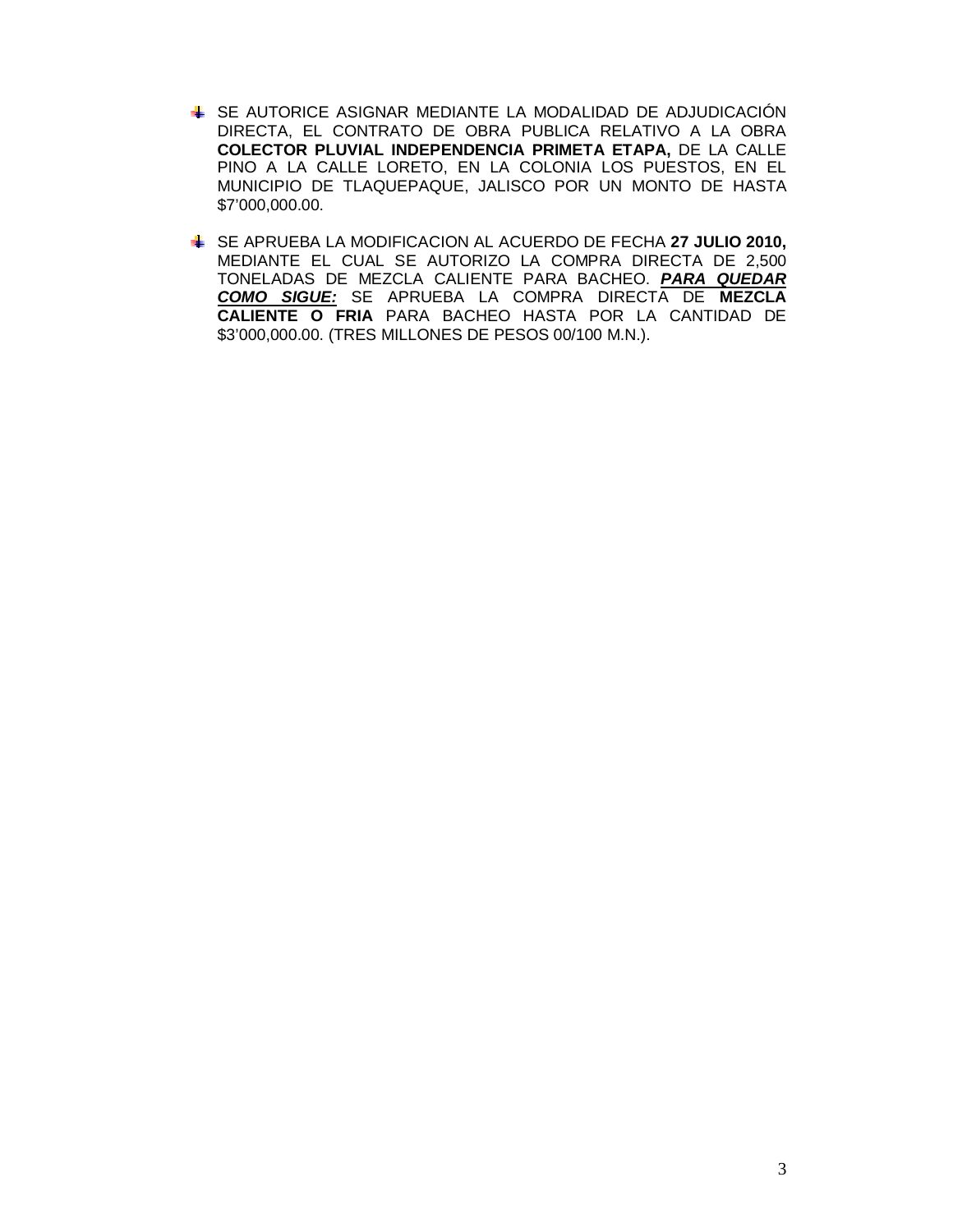- SE AUTORICE ASIGNAR MEDIANTE LA MODALIDAD DE ADJUDICACIÓN DIRECTA, EL CONTRATO DE OBRA PUBLICA RELATIVO A LA OBRA **COLECTOR PLUVIAL INDEPENDENCIA PRIMETA ETAPA,** DE LA CALLE PINO A LA CALLE LORETO, EN LA COLONIA LOS PUESTOS, EN EL MUNICIPIO DE TLAQUEPAQUE, JALISCO POR UN MONTO DE HASTA $7'000,000.00.

- SE APRUEBA LA MODIFICACION AL ACUERDO DE FECHA **27 JULIO 2010,** MEDIANTE EL CUAL SE AUTORIZO LA COMPRA DIRECTA DE 2,500 TONELADAS DE MEZCLA CALIENTE PARA BACHEO. ***<u>PARA QUEDAR COMO SIGUE:</u>*** SE APRUEBA LA COMPRA DIRECTA DE **MEZCLA CALIENTE O FRIA** PARA BACHEO HASTA POR LA CANTIDAD DE $3'000,000.00. (TRES MILLONES DE PESOS 00/100 M.N.).